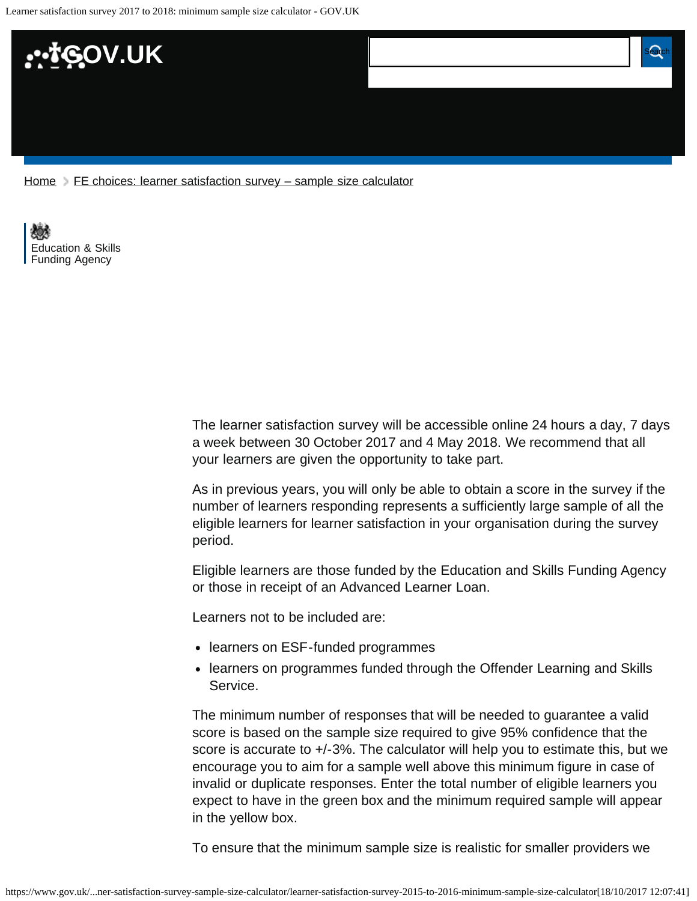Home > FE choices: learner satisfaction survey – sample size calculator

Education & Skills Funding Agency

The learner satisfaction survey will be accessible online 24 hours a day, 7 days a week between 30 October 2017 and 4 May 2018. We recommend that all your learners are given the opportunity to take part.

As in previous years, you will only be able to obtain a score in the survey if the number of learners responding represents a sufficiently large sample of all the eligible learners for learner satisfaction in your organisation during the survey period.

Eligible learners are those funded by the Education and Skills Funding Agency or those in receipt of an Advanced Learner Loan.

Learners not to be included are:

- learners on ESF-funded programmes
- learners on programmes funded through the Offender Learning and Skills Service.

The minimum number of responses that will be needed to guarantee a valid score is based on the sample size required to give 95% confidence that the score is accurate to +/-3%. The calculator will help you to estimate this, but we encourage you to aim for a sample well above this minimum figure in case of invalid or duplicate responses. Enter the total number of eligible learners you expect to have in the green box and the minimum required sample will appear in the yellow box.

To ensure that the minimum sample size is realistic for smaller providers we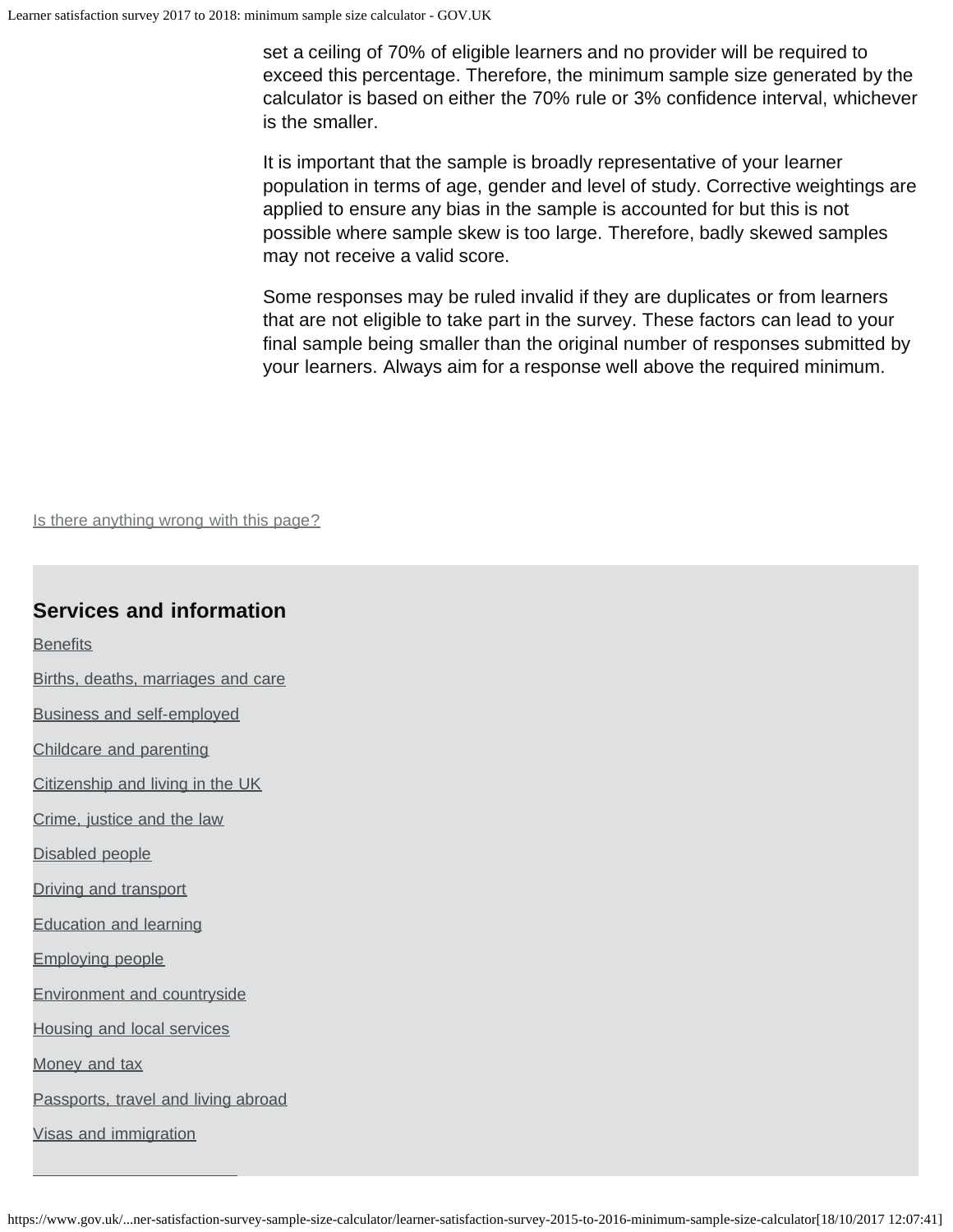set a ceiling of 70% of eligible learners and no provider will be required to exceed this percentage. Therefore, the minimum sample size generated by the calculator is based on either the 70% rule or 3% confidence interval, whichever is the smaller.

It is important that the sample is broadly representative of your learner population in terms of age, gender and level of study. Corrective weightings are applied to ensure any bias in the sample is accounted for but this is not possible where sample skew is too large. Therefore, badly skewed samples may not receive a valid score.

Some responses may be ruled invalid if they are duplicates or from learners that are not eligible to take part in the survey. These factors can lead to your final sample being smaller than the original number of responses submitted by your learners. Always aim for a response well above the required minimum.

Is there anything wrong with this page?

## Services and information

- Benefits
- Births, deaths, marriages and care
- Business and self-employed
- Childcare and parenting
- Citizenship and living in the UK
- Crime, justice and the law
- Disabled people
- Driving and transport
- Education and learning
- Employing people
- Environment and countryside
- Housing and local services
- Money and tax
- Passports, travel and living abroad
- Visas and immigration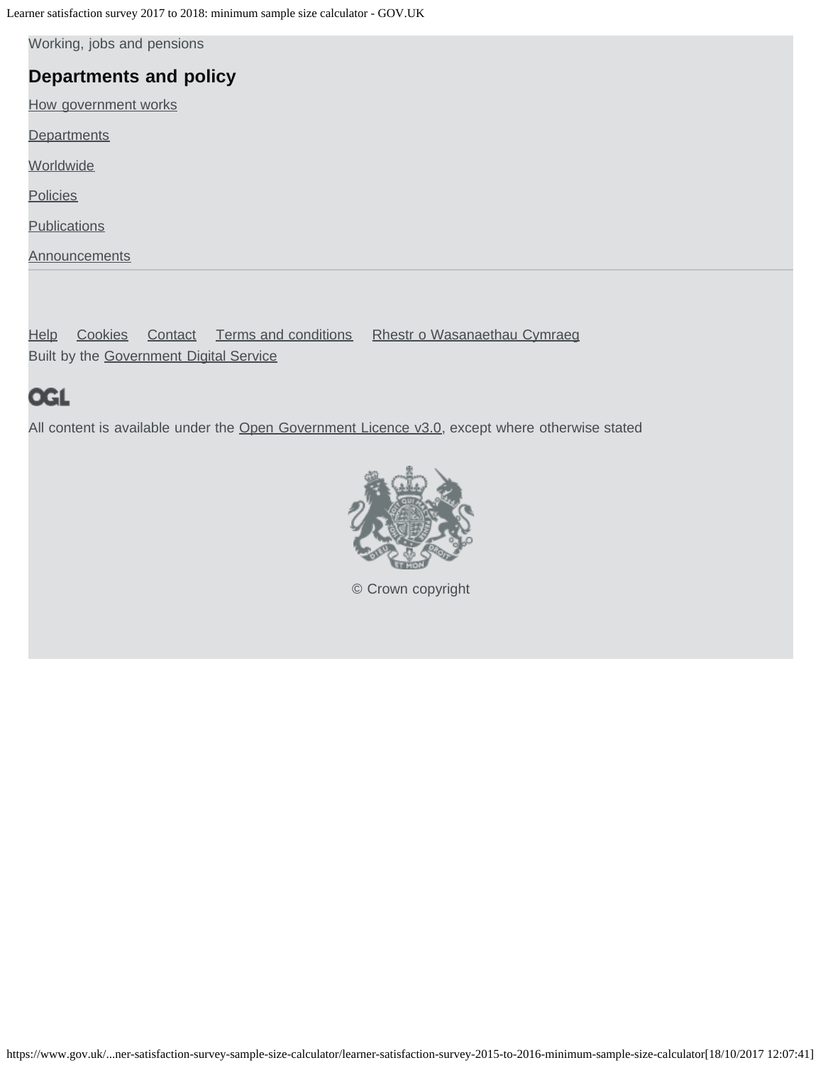Working, jobs and pensions

## Departments and policy

How government works

Departments

Worldwide

Policies

Publications

Announcements

Help Cookies Contact Terms and conditions Rhestr o Wasanaethau Cymraeg

Built by the Government Digital Service

OGL

All content is available under the Open Government Licence v3.0, except where otherwise stated

© Crown copyright